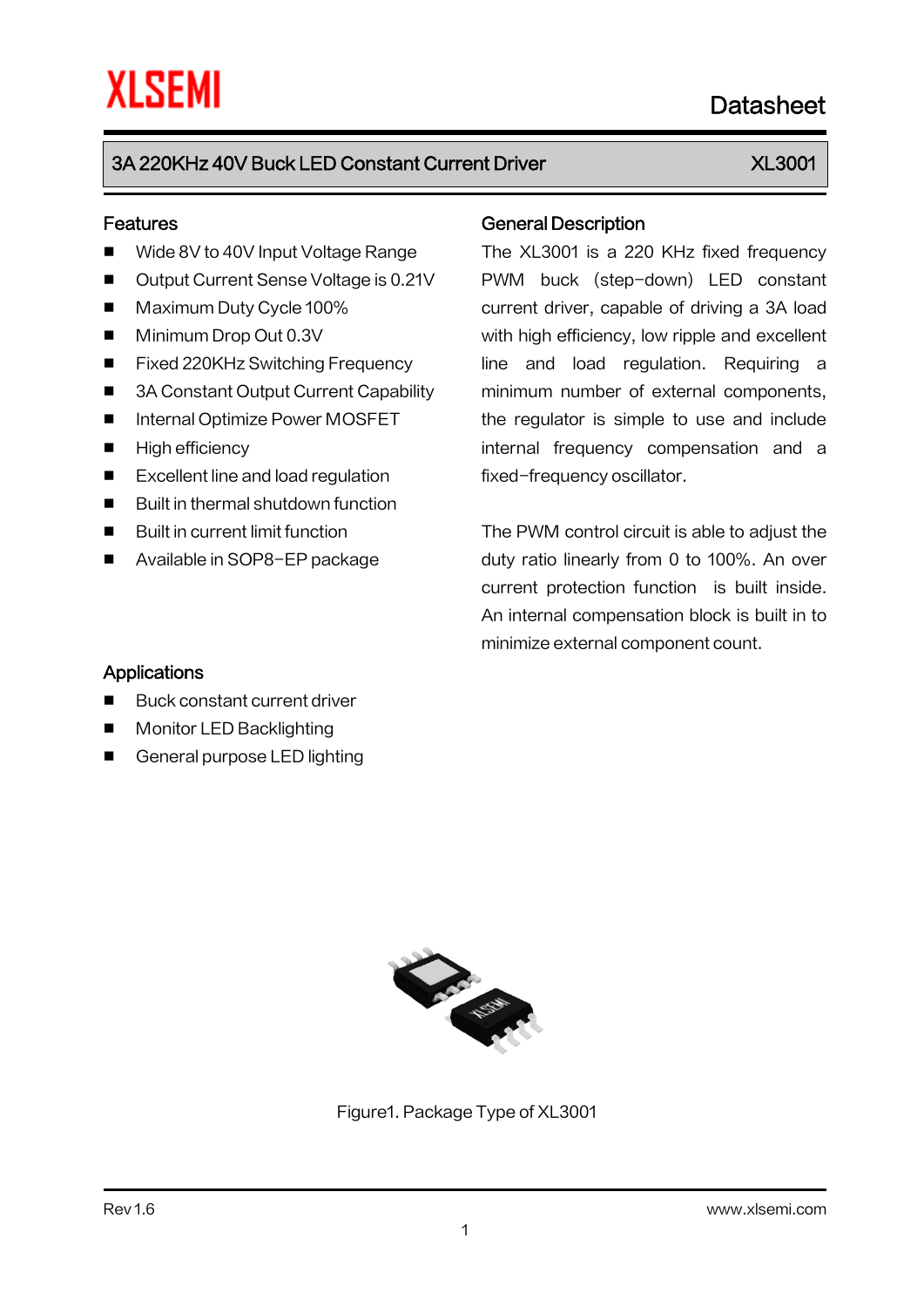XLSEMI

Datasheet

# 3A 220KHz 40V Buck LED Constant Current Driver — XL3001

## Features

- Wide 8V to 40V Input Voltage Range
- Output Current Sense Voltage is 0.21V
- Maximum Duty Cycle 100%
- Minimum Drop Out 0.3V
- Fixed 220KHz Switching Frequency
- 3A Constant Output Current Capability
- Internal Optimize Power MOSFET
- High efficiency
- Excellent line and load regulation
- Built in thermal shutdown function
- Built in current limit function
- Available in SOP8-EP package

## Applications

- Buck constant current driver
- Monitor LED Backlighting
- General purpose LED lighting

## General Description

The XL3001 is a 220 KHz fixed frequency PWM buck (step-down) LED constant current driver, capable of driving a 3A load with high efficiency, low ripple and excellent line and load regulation. Requiring a minimum number of external components, the regulator is simple to use and include internal frequency compensation and a fixed-frequency oscillator.

The PWM control circuit is able to adjust the duty ratio linearly from 0 to 100%. An over current protection function is built inside. An internal compensation block is built in to minimize external component count.

Figure1. Package Type of XL3001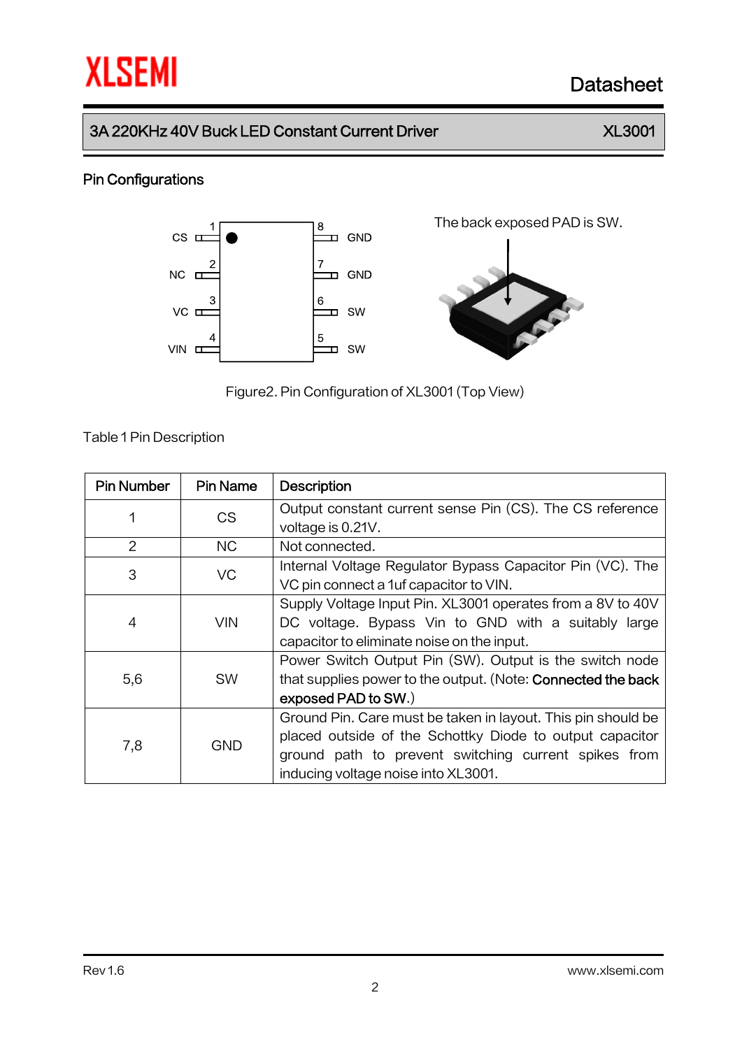## Pin Configurations

The back exposed PAD is SW.

Figure2. Pin Configuration of XL3001 (Top View)

Table 1 Pin Description

| Pin Number | Pin Name | Description |
|---|---|---|
| 1 | CS | Output constant current sense Pin (CS). The CS reference voltage is 0.21V. |
| 2 | NC | Not connected. |
| 3 | VC | Internal Voltage Regulator Bypass Capacitor Pin (VC). The VC pin connect a 1uf capacitor to VIN. |
| 4 | VIN | Supply Voltage Input Pin. XL3001 operates from a 8V to 40V DC voltage. Bypass Vin to GND with a suitably large capacitor to eliminate noise on the input. |
| 5,6 | SW | Power Switch Output Pin (SW). Output is the switch node that supplies power to the output. (Note: **Connected the back exposed PAD to SW**.) |
| 7,8 | GND | Ground Pin. Care must be taken in layout. This pin should be placed outside of the Schottky Diode to output capacitor ground path to prevent switching current spikes from inducing voltage noise into XL3001. |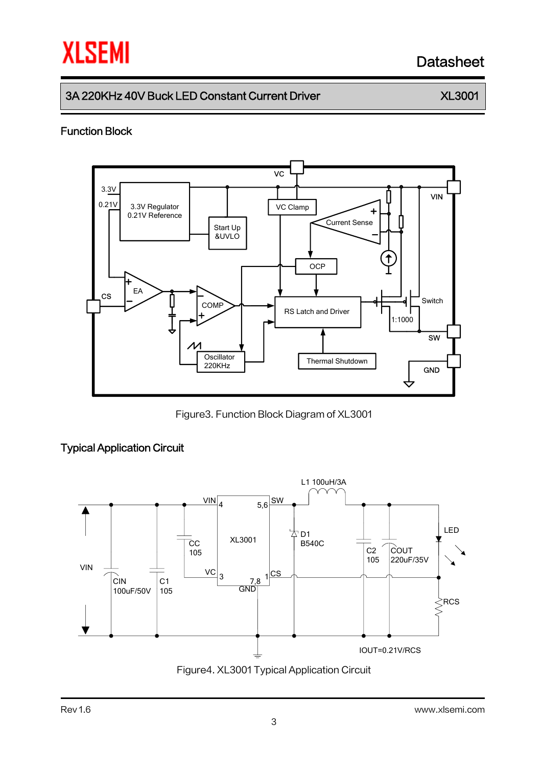## Function Block

Figure3. Function Block Diagram of XL3001

## Typical Application Circuit

Figure4. XL3001 Typical Application Circuit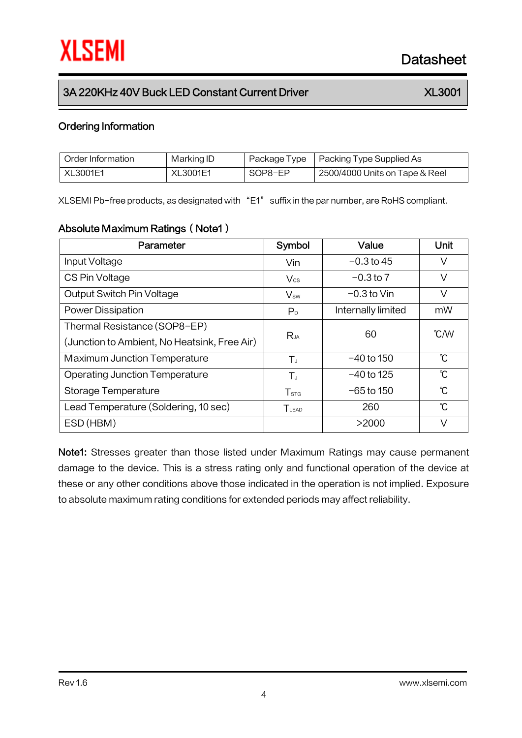## Ordering Information

| Order Information | Marking ID | Package Type | Packing Type Supplied As |
|---|---|---|---|
| XL3001E1 | XL3001E1 | SOP8-EP | 2500/4000 Units on Tape & Reel |

XLSEMI Pb-free products, as designated with "E1" suffix in the par number, are RoHS compliant.

## Absolute Maximum Ratings（Note1）

| Parameter | Symbol | Value | Unit |
|---|---|---|---|
| Input Voltage | Vin | -0.3 to 45 | V |
| CS Pin Voltage | $V_{CS}$ | -0.3 to 7 | V |
| Output Switch Pin Voltage | $V_{SW}$ | -0.3 to Vin | V |
| Power Dissipation | $P_D$ | Internally limited | mW |
| Thermal Resistance (SOP8-EP) (Junction to Ambient, No Heatsink, Free Air) | $R_{JA}$ | 60 | ℃/W |
| Maximum Junction Temperature | $T_J$ | -40 to 150 | ℃ |
| Operating Junction Temperature | $T_J$ | -40 to 125 | ℃ |
| Storage Temperature | $T_{STG}$ | -65 to 150 | ℃ |
| Lead Temperature (Soldering, 10 sec) | $T_{LEAD}$ | 260 | ℃ |
| ESD (HBM) | | >2000 | V |

**Note1:** Stresses greater than those listed under Maximum Ratings may cause permanent damage to the device. This is a stress rating only and functional operation of the device at these or any other conditions above those indicated in the operation is not implied. Exposure to absolute maximum rating conditions for extended periods may affect reliability.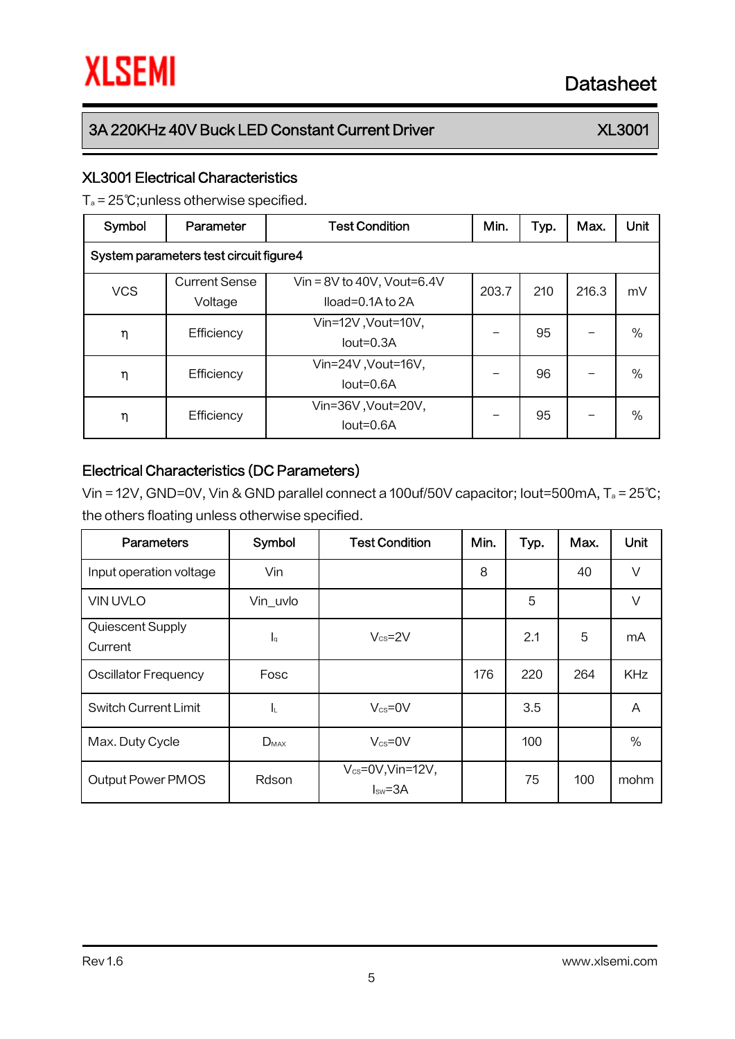# XL3001 Electrical Characteristics

$T_a$ = 25℃;unless otherwise specified.

| Symbol | Parameter | Test Condition | Min. | Typ. | Max. | Unit |
|---|---|---|---|---|---|---|
| System parameters test circuit figure4 | | | | | | |
| VCS | Current Sense Voltage | Vin = 8V to 40V, Vout=6.4V Iload=0.1A to 2A | 203.7 | 210 | 216.3 | mV |
| η | Efficiency | Vin=12V ,Vout=10V, Iout=0.3A | – | 95 | – | % |
| η | Efficiency | Vin=24V ,Vout=16V, Iout=0.6A | – | 96 | – | % |
| η | Efficiency | Vin=36V ,Vout=20V, Iout=0.6A | – | 95 | – | % |

## Electrical Characteristics (DC Parameters)

Vin = 12V, GND=0V, Vin & GND parallel connect a 100uf/50V capacitor; Iout=500mA, $T_a$ = 25℃; the others floating unless otherwise specified.

| Parameters | Symbol | Test Condition | Min. | Typ. | Max. | Unit |
|---|---|---|---|---|---|---|
| Input operation voltage | Vin | | 8 | | 40 | V |
| VIN UVLO | Vin_uvlo | | | 5 | | V |
| Quiescent Supply Current | $I_q$ | $V_{cs}$=2V | | 2.1 | 5 | mA |
| Oscillator Frequency | Fosc | | 176 | 220 | 264 | KHz |
| Switch Current Limit | $I_L$ | $V_{cs}$=0V | | 3.5 | | A |
| Max. Duty Cycle | $D_{MAX}$ | $V_{cs}$=0V | | 100 | | % |
| Output Power PMOS | Rdson | $V_{cs}$=0V,Vin=12V, $I_{SW}$=3A | | 75 | 100 | mohm |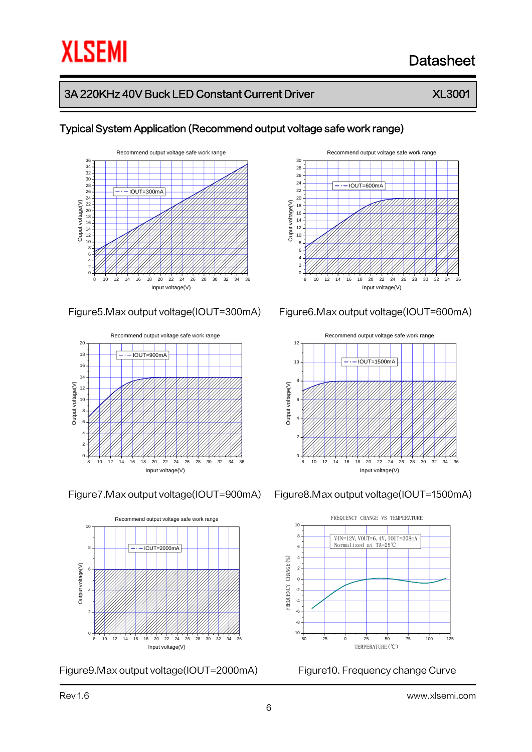# Typical System Application (Recommend output voltage safe work range)

Figure5.Max output voltage(IOUT=300mA)

Figure6.Max output voltage(IOUT=600mA)

Figure7.Max output voltage(IOUT=900mA)

Figure8.Max output voltage(IOUT=1500mA)

Figure9.Max output voltage(IOUT=2000mA)

Figure10. Frequency change Curve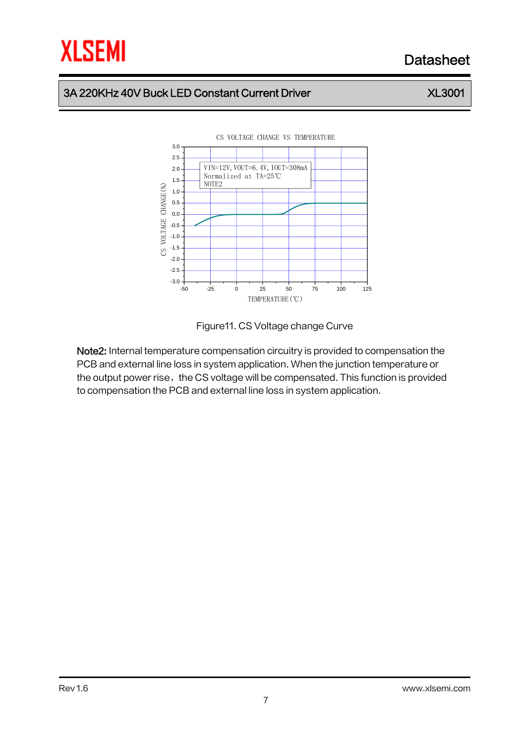Figure11. CS Voltage change Curve

**Note2:** Internal temperature compensation circuitry is provided to compensation the PCB and external line loss in system application. When the junction temperature or the output power rise，the CS voltage will be compensated. This function is provided to compensation the PCB and external line loss in system application.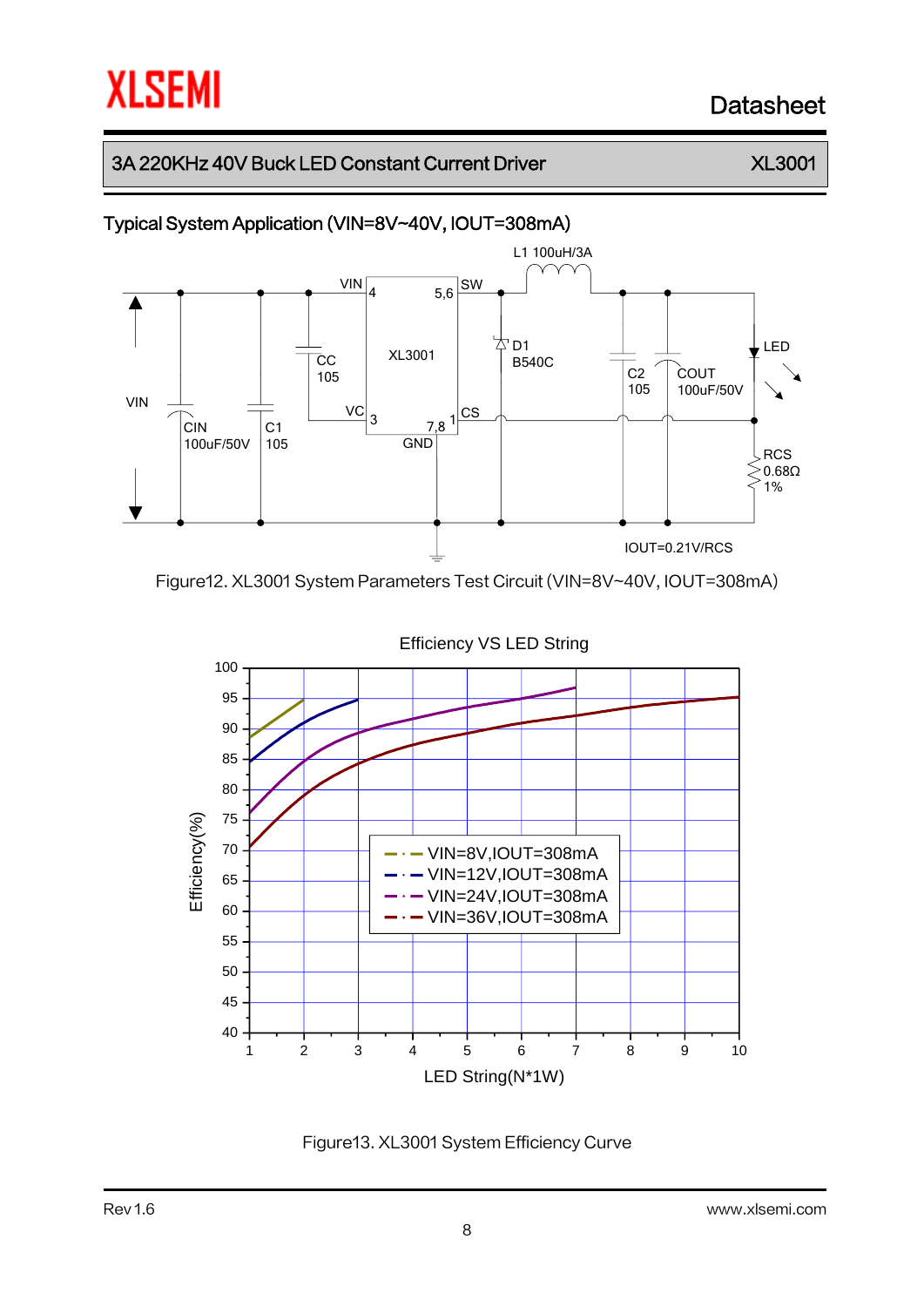## Typical System Application (VIN=8V~40V, IOUT=308mA)

Figure12. XL3001 System Parameters Test Circuit (VIN=8V~40V, IOUT=308mA)

Figure13. XL3001 System Efficiency Curve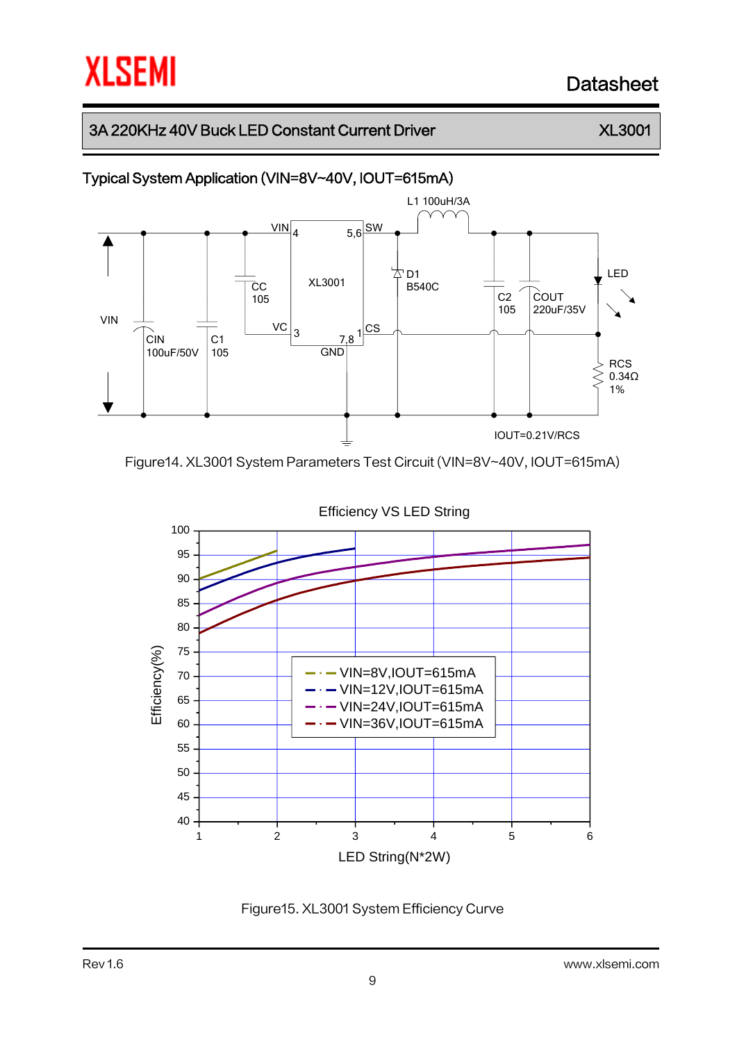## Typical System Application (VIN=8V~40V, IOUT=615mA)

Figure14. XL3001 System Parameters Test Circuit (VIN=8V~40V, IOUT=615mA)

Figure15. XL3001 System Efficiency Curve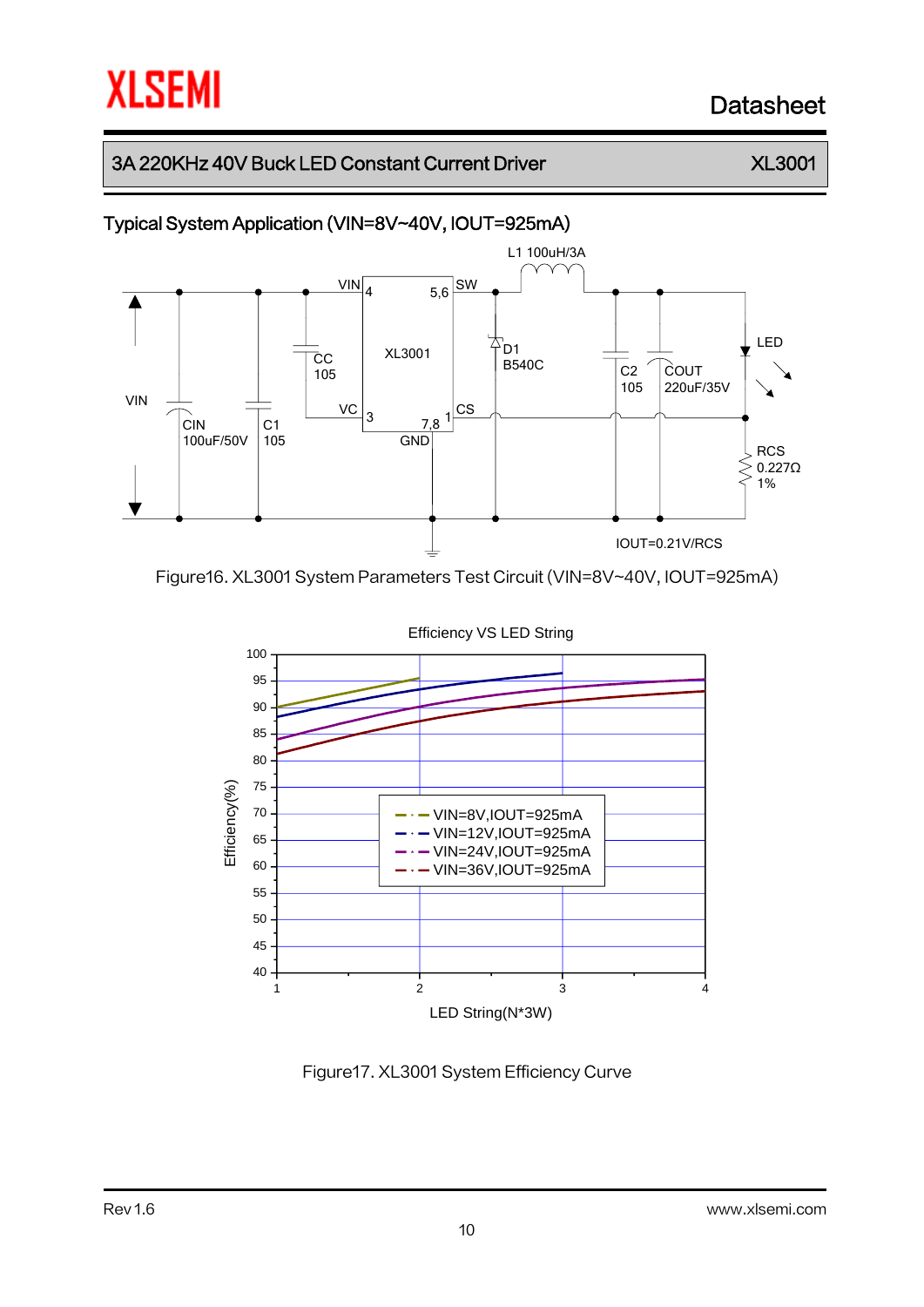## Typical System Application (VIN=8V~40V, IOUT=925mA)

Figure16. XL3001 System Parameters Test Circuit (VIN=8V~40V, IOUT=925mA)

Figure17. XL3001 System Efficiency Curve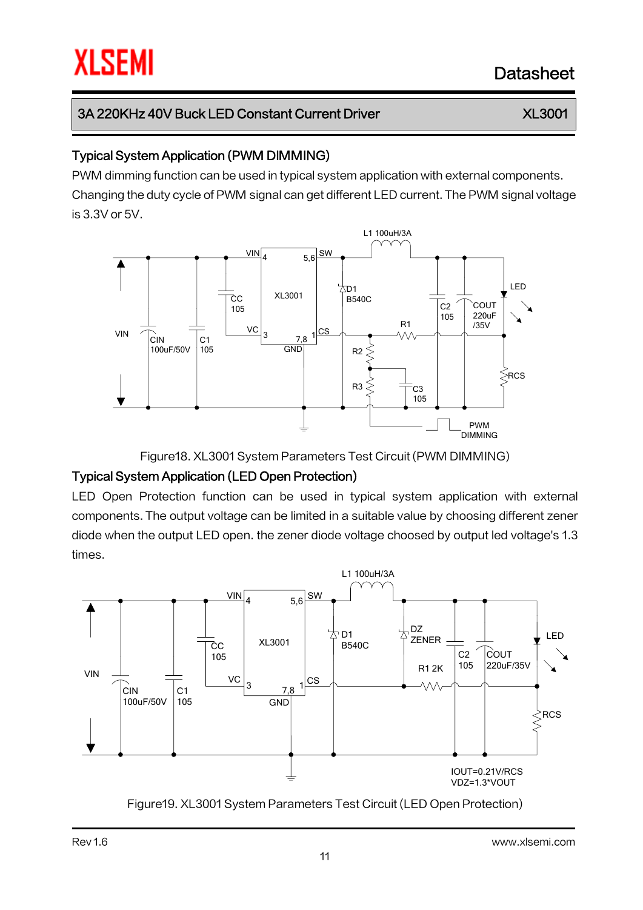## Typical System Application (PWM DIMMING)

PWM dimming function can be used in typical system application with external components. Changing the duty cycle of PWM signal can get different LED current. The PWM signal voltage is 3.3V or 5V.

Figure18. XL3001 System Parameters Test Circuit (PWM DIMMING)

## Typical System Application (LED Open Protection)

LED Open Protection function can be used in typical system application with external components. The output voltage can be limited in a suitable value by choosing different zener diode when the output LED open. the zener diode voltage choosed by output led voltage's 1.3 times.

IOUT=0.21V/RCS
VDZ=1.3*VOUT

Figure19. XL3001 System Parameters Test Circuit (LED Open Protection)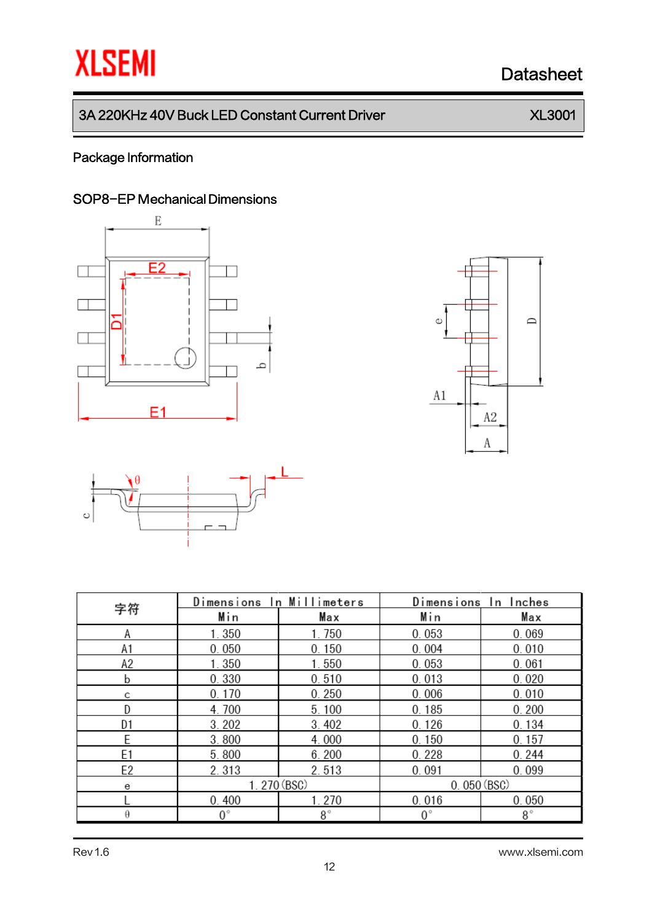## Package Information

### SOP8-EP Mechanical Dimensions

| 字符 | Dimensions In Millimeters | | Dimensions In Inches | |
|---|---|---|---|---|
| | Min | Max | Min | Max |
| A | 1.350 | 1.750 | 0.053 | 0.069 |
| A1 | 0.050 | 0.150 | 0.004 | 0.010 |
| A2 | 1.350 | 1.550 | 0.053 | 0.061 |
| b | 0.330 | 0.510 | 0.013 | 0.020 |
| c | 0.170 | 0.250 | 0.006 | 0.010 |
| D | 4.700 | 5.100 | 0.185 | 0.200 |
| D1 | 3.202 | 3.402 | 0.126 | 0.134 |
| E | 3.800 | 4.000 | 0.150 | 0.157 |
| E1 | 5.800 | 6.200 | 0.228 | 0.244 |
| E2 | 2.313 | 2.513 | 0.091 | 0.099 |
| e | 1.270 (BSC) | | 0.050 (BSC) | |
| L | 0.400 | 1.270 | 0.016 | 0.050 |
| θ | 0° | 8° | 0° | 8° |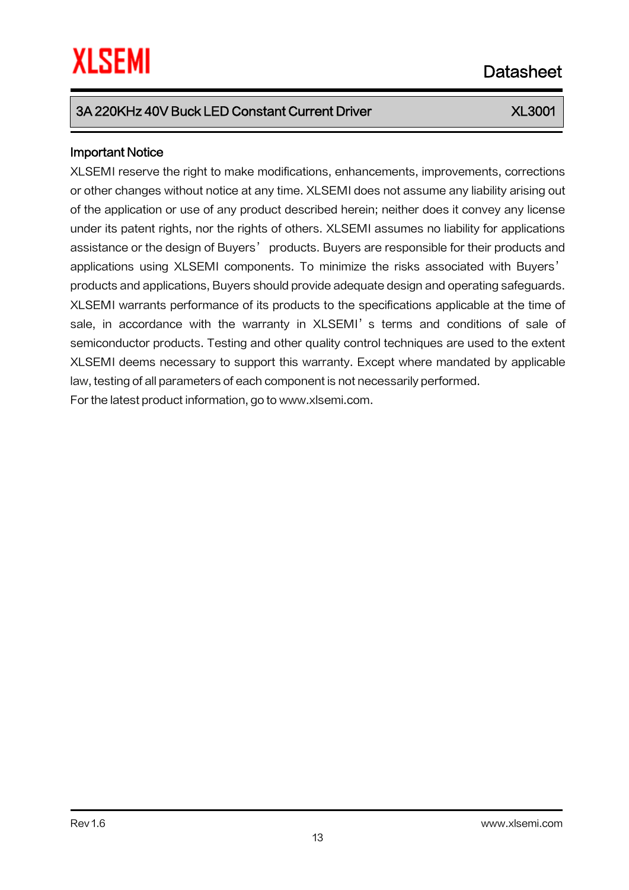## Important Notice

XLSEMI reserve the right to make modifications, enhancements, improvements, corrections or other changes without notice at any time. XLSEMI does not assume any liability arising out of the application or use of any product described herein; neither does it convey any license under its patent rights, nor the rights of others. XLSEMI assumes no liability for applications assistance or the design of Buyers' products. Buyers are responsible for their products and applications using XLSEMI components. To minimize the risks associated with Buyers' products and applications, Buyers should provide adequate design and operating safeguards. XLSEMI warrants performance of its products to the specifications applicable at the time of sale, in accordance with the warranty in XLSEMI's terms and conditions of sale of semiconductor products. Testing and other quality control techniques are used to the extent XLSEMI deems necessary to support this warranty. Except where mandated by applicable law, testing of all parameters of each component is not necessarily performed.

For the latest product information, go to www.xlsemi.com.